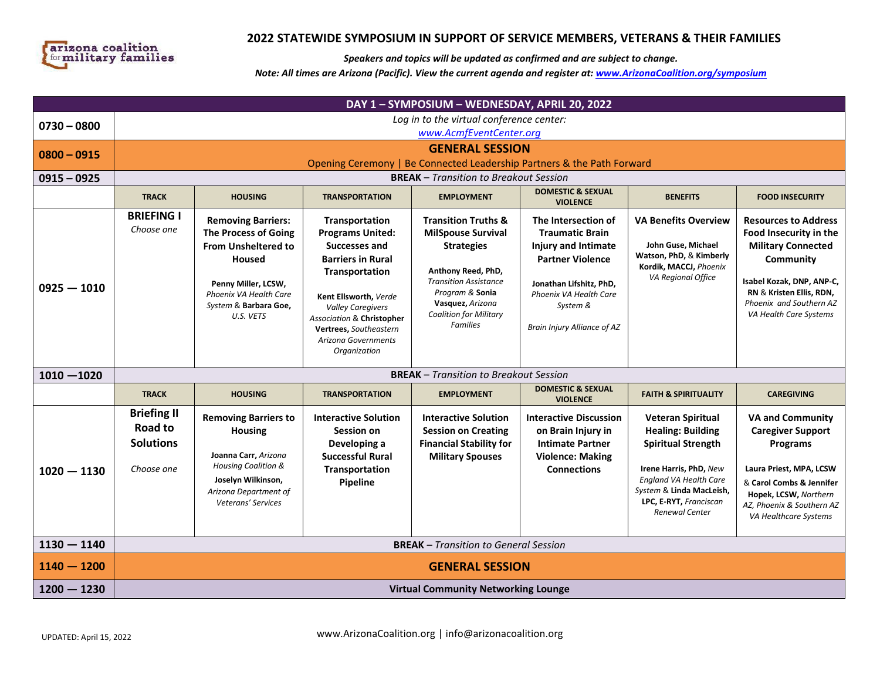arizona coalition for military families

# 2022 STATEWIDE SYMPOSIUM IN SUPPORT OF SERVICE MEMBERS, VETERANS & THEIR FAMILIES

*Speakers and topics will be updated as confirmed and are subject to change.*

*Note: All times are Arizona (Pacific). View the current agenda and register at: www.ArizonaCoalition.org/symposium*

| DAY 1 – SYMPOSIUM – WEDNESDAY, APRIL 20, 2022 | | | | | | | |
|---|---|---|---|---|---|---|---|
| 0730 – 0800 | *Log in to the virtual conference center: www.AcmfEventCenter.org* | | | | | | |
| 0800 – 0915 | **GENERAL SESSION** Opening Ceremony \| Be Connected Leadership Partners & the Path Forward | | | | | | |
| 0915 – 0925 | **BREAK** – *Transition to Breakout Session* | | | | | | |
| | **TRACK** | **HOUSING** | **TRANSPORTATION** | **EMPLOYMENT** | **DOMESTIC & SEXUAL VIOLENCE** | **BENEFITS** | **FOOD INSECURITY** |
| 0925 — 1010 | **BRIEFING I** *Choose one* | **Removing Barriers: The Process of Going From Unsheltered to Housed** **Penny Miller, LCSW,** *Phoenix VA Health Care System* & **Barbara Goe,** *U.S. VETS* | **Transportation Programs United: Successes and Barriers in Rural Transportation** **Kent Ellsworth,** *Verde Valley Caregivers Association* & **Christopher Vertrees,** *Southeastern Arizona Governments Organization* | **Transition Truths & MilSpouse Survival Strategies** **Anthony Reed, PhD,** *Transition Assistance Program* & **Sonia Vasquez,** *Arizona Coalition for Military Families* | **The Intersection of Traumatic Brain Injury and Intimate Partner Violence** **Jonathan Lifshitz, PhD,** *Phoenix VA Health Care System &* *Brain Injury Alliance of AZ* | **VA Benefits Overview** **John Guse, Michael Watson, PhD,** & **Kimberly Kordik, MACCJ,** *Phoenix VA Regional Office* | **Resources to Address Food Insecurity in the Military Connected Community** **Isabel Kozak, DNP, ANP-C, RN** & **Kristen Ellis, RDN,** *Phoenix and Southern AZ VA Health Care Systems* |
| 1010 —1020 | **BREAK** – *Transition to Breakout Session* | | | | | | |
| | **TRACK** | **HOUSING** | **TRANSPORTATION** | **EMPLOYMENT** | **DOMESTIC & SEXUAL VIOLENCE** | **FAITH & SPIRITUALITY** | **CAREGIVING** |
| 1020 — 1130 | **Briefing II Road to Solutions** *Choose one* | **Removing Barriers to Housing** **Joanna Carr,** *Arizona Housing Coalition* & **Joselyn Wilkinson,** *Arizona Department of Veterans' Services* | **Interactive Solution Session on Developing a Successful Rural Transportation Pipeline** | **Interactive Solution Session on Creating Financial Stability for Military Spouses** | **Interactive Discussion on Brain Injury in Intimate Partner Violence: Making Connections** | **Veteran Spiritual Healing: Building Spiritual Strength** **Irene Harris, PhD,** *New England VA Health Care System* & **Linda MacLeish, LPC, E-RYT,** *Franciscan Renewal Center* | **VA and Community Caregiver Support Programs** **Laura Priest, MPA, LCSW** & **Carol Combs & Jennifer Hopek, LCSW,** *Northern AZ, Phoenix & Southern AZ VA Healthcare Systems* |
| 1130 — 1140 | **BREAK –** *Transition to General Session* | | | | | | |
| 1140 — 1200 | **GENERAL SESSION** | | | | | | |
| 1200 — 1230 | **Virtual Community Networking Lounge** | | | | | | |

UPDATED: April 15, 2022

www.ArizonaCoalition.org | info@arizonacoalition.org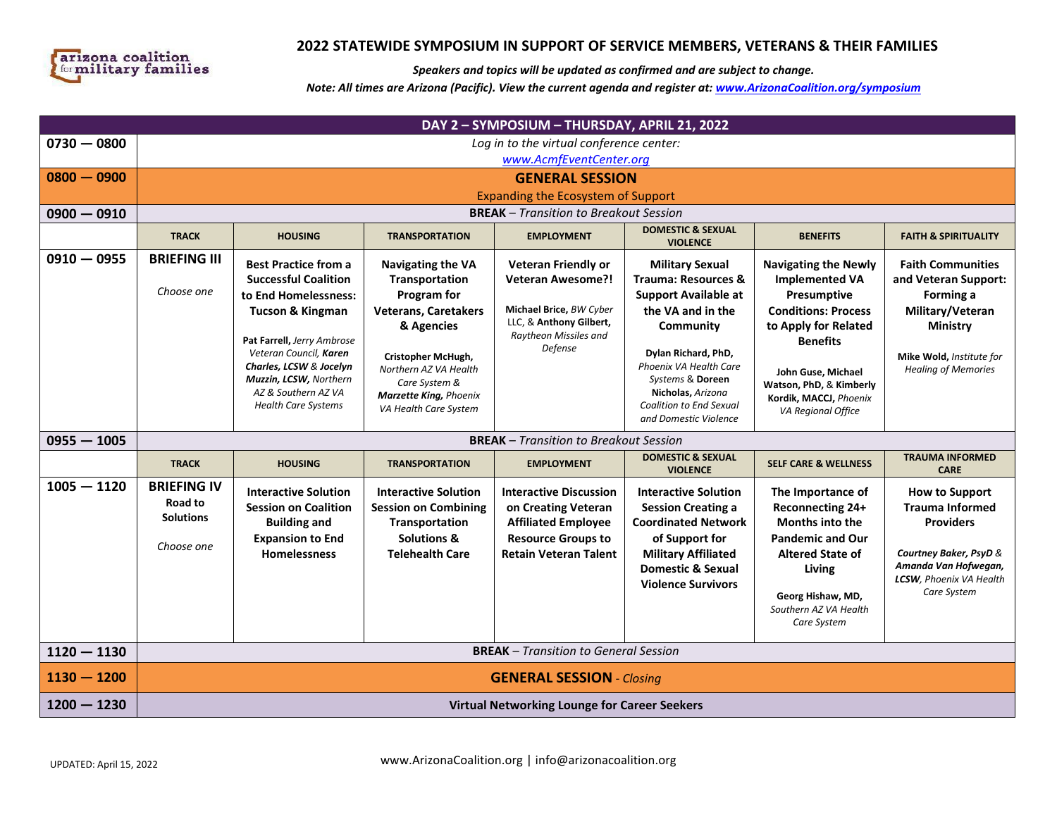# 2022 STATEWIDE SYMPOSIUM IN SUPPORT OF SERVICE MEMBERS, VETERANS & THEIR FAMILIES

*Speakers and topics will be updated as confirmed and are subject to change.*

*Note: All times are Arizona (Pacific). View the current agenda and register at: www.ArizonaCoalition.org/symposium*

| DAY 2 – SYMPOSIUM – THURSDAY, APRIL 21, 2022 | | | | | | | |
|---|---|---|---|---|---|---|---|
| **0730 — 0800** | *Log in to the virtual conference center: www.AcmfEventCenter.org* | | | | | | |
| **0800 — 0900** | **GENERAL SESSION** Expanding the Ecosystem of Support | | | | | | |
| **0900 — 0910** | **BREAK** – *Transition to Breakout Session* | | | | | | |
| | **TRACK** | **HOUSING** | **TRANSPORTATION** | **EMPLOYMENT** | **DOMESTIC & SEXUAL VIOLENCE** | **BENEFITS** | **FAITH & SPIRITUALITY** |
| **0910 — 0955** | **BRIEFING III** *Choose one* | **Best Practice from a Successful Coalition to End Homelessness: Tucson & Kingman** **Pat Farrell,** *Jerry Ambrose Veteran Council,* ***Karen Charles, LCSW*** *&* ***Jocelyn Muzzin, LCSW,*** *Northern AZ & Southern AZ VA Health Care Systems* | **Navigating the VA Transportation Program for Veterans, Caretakers & Agencies** **Cristopher McHugh,** *Northern AZ VA Health Care System &* ***Marzette King,*** *Phoenix VA Health Care System* | **Veteran Friendly or Veteran Awesome?!** **Michael Brice,** *BW Cyber LLC,* & **Anthony Gilbert,** *Raytheon Missiles and Defense* | **Military Sexual Trauma: Resources & Support Available at the VA and in the Community** **Dylan Richard, PhD,** *Phoenix VA Health Care Systems* & **Doreen Nicholas,** *Arizona Coalition to End Sexual and Domestic Violence* | **Navigating the Newly Implemented VA Presumptive Conditions: Process to Apply for Related Benefits** **John Guse, Michael Watson, PhD, & Kimberly Kordik, MACCJ,** *Phoenix VA Regional Office* | **Faith Communities and Veteran Support: Forming a Military/Veteran Ministry** **Mike Wold,** *Institute for Healing of Memories* |
| **0955 — 1005** | **BREAK** – *Transition to Breakout Session* | | | | | | |
| | **TRACK** | **HOUSING** | **TRANSPORTATION** | **EMPLOYMENT** | **DOMESTIC & SEXUAL VIOLENCE** | **SELF CARE & WELLNESS** | **TRAUMA INFORMED CARE** |
| **1005 — 1120** | **BRIEFING IV** **Road to Solutions** *Choose one* | **Interactive Solution Session on Coalition Building and Expansion to End Homelessness** | **Interactive Solution Session on Combining Transportation Solutions & Telehealth Care** | **Interactive Discussion on Creating Veteran Affiliated Employee Resource Groups to Retain Veteran Talent** | **Interactive Solution Session Creating a Coordinated Network of Support for Military Affiliated Domestic & Sexual Violence Survivors** | **The Importance of Reconnecting 24+ Months into the Pandemic and Our Altered State of Living** **Georg Hishaw, MD,** *Southern AZ VA Health Care System* | **How to Support Trauma Informed Providers** ***Courtney Baker, PsyD*** *&* ***Amanda Van Hofwegan, LCSW****, Phoenix VA Health Care System* |
| **1120 — 1130** | **BREAK** – *Transition to General Session* | | | | | | |
| **1130 — 1200** | **GENERAL SESSION** - *Closing* | | | | | | |
| **1200 — 1230** | **Virtual Networking Lounge for Career Seekers** | | | | | | |

UPDATED: April 15, 2022

www.ArizonaCoalition.org | info@arizonacoalition.org